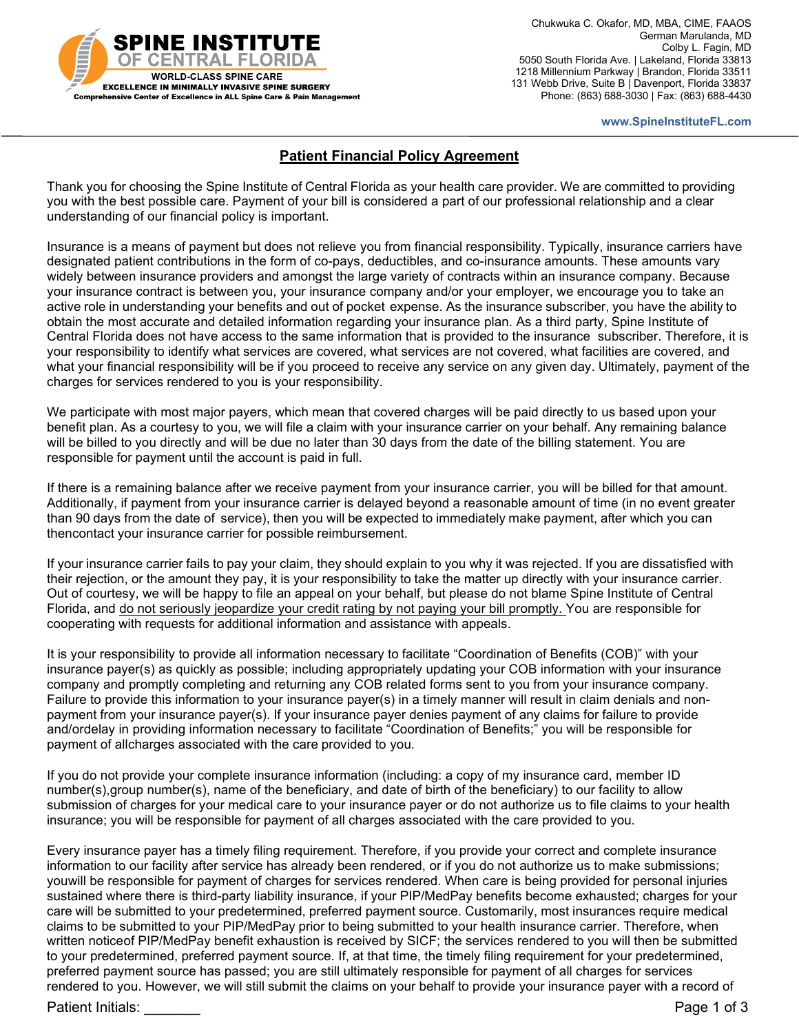**SPINE INSTITUTE OF CENTRAL FLORIDA**
WORLD-CLASS SPINE CARE
EXCELLENCE IN MINIMALLY INVASIVE SPINE SURGERY
Comprehensive Center of Excellence in ALL Spine Care & Pain Management

Chukwuka C. Okafor, MD, MBA, CIME, FAAOS
German Marulanda, MD
Colby L. Fagin, MD
5050 South Florida Ave. | Lakeland, Florida 33813
1218 Millennium Parkway | Brandon, Florida 33511
131 Webb Drive, Suite B | Davenport, Florida 33837
Phone: (863) 688-3030 | Fax: (863) 688-4430

www.SpineInstituteFL.com

# Patient Financial Policy Agreement

Thank you for choosing the Spine Institute of Central Florida as your health care provider. We are committed to providing you with the best possible care. Payment of your bill is considered a part of our professional relationship and a clear understanding of our financial policy is important.

Insurance is a means of payment but does not relieve you from financial responsibility. Typically, insurance carriers have designated patient contributions in the form of co-pays, deductibles, and co-insurance amounts. These amounts vary widely between insurance providers and amongst the large variety of contracts within an insurance company. Because your insurance contract is between you, your insurance company and/or your employer, we encourage you to take an active role in understanding your benefits and out of pocket expense. As the insurance subscriber, you have the ability to obtain the most accurate and detailed information regarding your insurance plan. As a third party, Spine Institute of Central Florida does not have access to the same information that is provided to the insurance subscriber. Therefore, it is your responsibility to identify what services are covered, what services are not covered, what facilities are covered, and what your financial responsibility will be if you proceed to receive any service on any given day. Ultimately, payment of the charges for services rendered to you is your responsibility.

We participate with most major payers, which mean that covered charges will be paid directly to us based upon your benefit plan. As a courtesy to you, we will file a claim with your insurance carrier on your behalf. Any remaining balance will be billed to you directly and will be due no later than 30 days from the date of the billing statement. You are responsible for payment until the account is paid in full.

If there is a remaining balance after we receive payment from your insurance carrier, you will be billed for that amount. Additionally, if payment from your insurance carrier is delayed beyond a reasonable amount of time (in no event greater than 90 days from the date of service), then you will be expected to immediately make payment, after which you can thencontact your insurance carrier for possible reimbursement.

If your insurance carrier fails to pay your claim, they should explain to you why it was rejected. If you are dissatisfied with their rejection, or the amount they pay, it is your responsibility to take the matter up directly with your insurance carrier. Out of courtesy, we will be happy to file an appeal on your behalf, but please do not blame Spine Institute of Central Florida, and <u>do not seriously jeopardize your credit rating by not paying your bill promptly.</u> You are responsible for cooperating with requests for additional information and assistance with appeals.

It is your responsibility to provide all information necessary to facilitate "Coordination of Benefits (COB)" with your insurance payer(s) as quickly as possible; including appropriately updating your COB information with your insurance company and promptly completing and returning any COB related forms sent to you from your insurance company. Failure to provide this information to your insurance payer(s) in a timely manner will result in claim denials and non-payment from your insurance payer(s). If your insurance payer denies payment of any claims for failure to provide and/ordelay in providing information necessary to facilitate "Coordination of Benefits;" you will be responsible for payment of allcharges associated with the care provided to you.

If you do not provide your complete insurance information (including: a copy of my insurance card, member ID number(s),group number(s), name of the beneficiary, and date of birth of the beneficiary) to our facility to allow submission of charges for your medical care to your insurance payer or do not authorize us to file claims to your health insurance; you will be responsible for payment of all charges associated with the care provided to you.

Every insurance payer has a timely filing requirement. Therefore, if you provide your correct and complete insurance information to our facility after service has already been rendered, or if you do not authorize us to make submissions; youwill be responsible for payment of charges for services rendered. When care is being provided for personal injuries sustained where there is third-party liability insurance, if your PIP/MedPay benefits become exhausted; charges for your care will be submitted to your predetermined, preferred payment source. Customarily, most insurances require medical claims to be submitted to your PIP/MedPay prior to being submitted to your health insurance carrier. Therefore, when written noticeof PIP/MedPay benefit exhaustion is received by SICF; the services rendered to you will then be submitted to your predetermined, preferred payment source. If, at that time, the timely filing requirement for your predetermined, preferred payment source has passed; you are still ultimately responsible for payment of all charges for services rendered to you. However, we will still submit the claims on your behalf to provide your insurance payer with a record of

Patient Initials: _______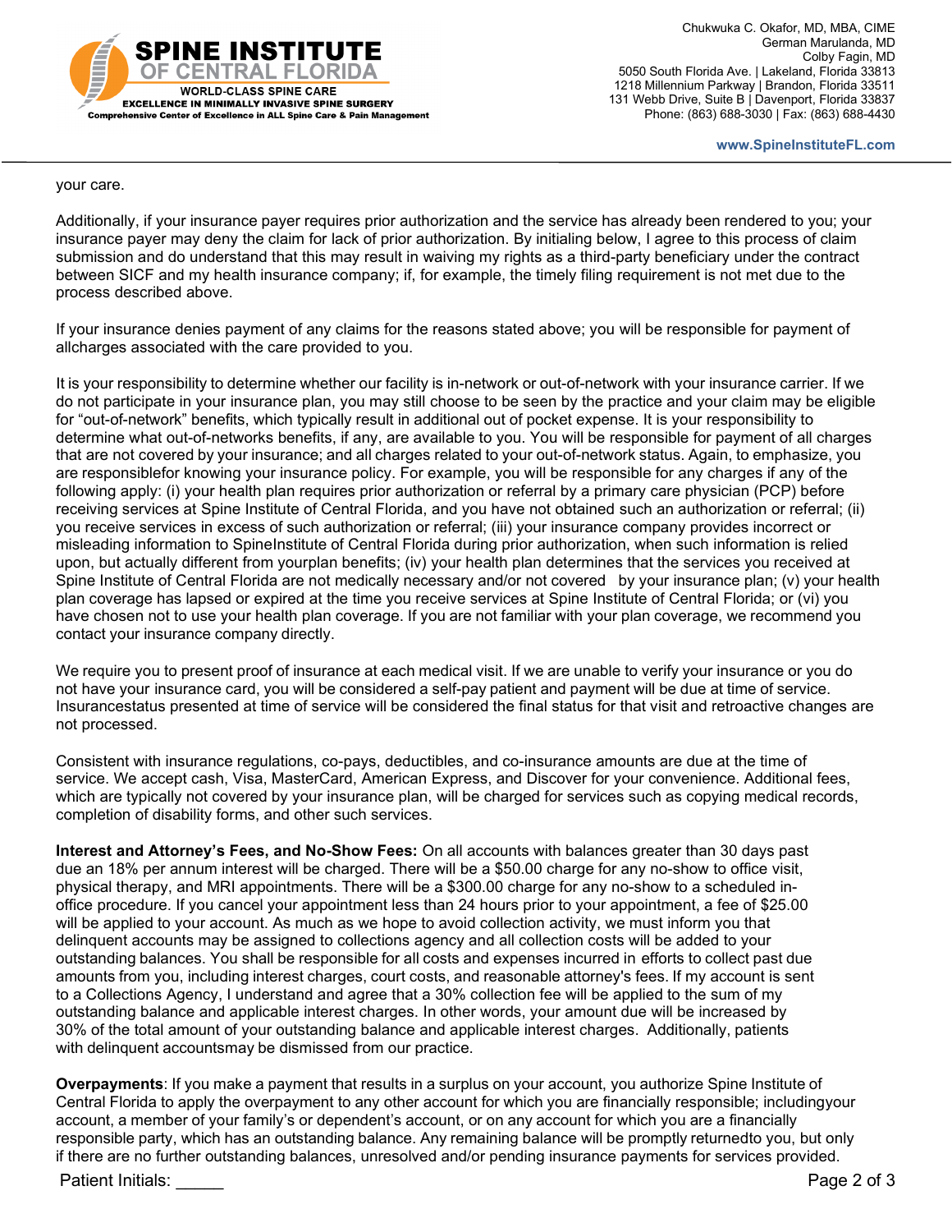your care.

Additionally, if your insurance payer requires prior authorization and the service has already been rendered to you; your insurance payer may deny the claim for lack of prior authorization. By initialing below, I agree to this process of claim submission and do understand that this may result in waiving my rights as a third-party beneficiary under the contract between SICF and my health insurance company; if, for example, the timely filing requirement is not met due to the process described above.

If your insurance denies payment of any claims for the reasons stated above; you will be responsible for payment of allcharges associated with the care provided to you.

It is your responsibility to determine whether our facility is in-network or out-of-network with your insurance carrier. If we do not participate in your insurance plan, you may still choose to be seen by the practice and your claim may be eligible for "out-of-network" benefits, which typically result in additional out of pocket expense. It is your responsibility to determine what out-of-networks benefits, if any, are available to you. You will be responsible for payment of all charges that are not covered by your insurance; and all charges related to your out-of-network status. Again, to emphasize, you are responsiblefor knowing your insurance policy. For example, you will be responsible for any charges if any of the following apply: (i) your health plan requires prior authorization or referral by a primary care physician (PCP) before receiving services at Spine Institute of Central Florida, and you have not obtained such an authorization or referral; (ii) you receive services in excess of such authorization or referral; (iii) your insurance company provides incorrect or misleading information to SpineInstitute of Central Florida during prior authorization, when such information is relied upon, but actually different from yourplan benefits; (iv) your health plan determines that the services you received at Spine Institute of Central Florida are not medically necessary and/or not covered by your insurance plan; (v) your health plan coverage has lapsed or expired at the time you receive services at Spine Institute of Central Florida; or (vi) you have chosen not to use your health plan coverage. If you are not familiar with your plan coverage, we recommend you contact your insurance company directly.

We require you to present proof of insurance at each medical visit. If we are unable to verify your insurance or you do not have your insurance card, you will be considered a self-pay patient and payment will be due at time of service. Insurancestatus presented at time of service will be considered the final status for that visit and retroactive changes are not processed.

Consistent with insurance regulations, co-pays, deductibles, and co-insurance amounts are due at the time of service. We accept cash, Visa, MasterCard, American Express, and Discover for your convenience. Additional fees, which are typically not covered by your insurance plan, will be charged for services such as copying medical records, completion of disability forms, and other such services.

**Interest and Attorney's Fees, and No-Show Fees:** On all accounts with balances greater than 30 days past due an 18% per annum interest will be charged. There will be a $50.00 charge for any no-show to office visit, physical therapy, and MRI appointments. There will be a $300.00 charge for any no-show to a scheduled in-office procedure. If you cancel your appointment less than 24 hours prior to your appointment, a fee of $25.00 will be applied to your account. As much as we hope to avoid collection activity, we must inform you that delinquent accounts may be assigned to collections agency and all collection costs will be added to your outstanding balances. You shall be responsible for all costs and expenses incurred in efforts to collect past due amounts from you, including interest charges, court costs, and reasonable attorney's fees. If my account is sent to a Collections Agency, I understand and agree that a 30% collection fee will be applied to the sum of my outstanding balance and applicable interest charges. In other words, your amount due will be increased by 30% of the total amount of your outstanding balance and applicable interest charges. Additionally, patients with delinquent accountsmay be dismissed from our practice.

**Overpayments**: If you make a payment that results in a surplus on your account, you authorize Spine Institute of Central Florida to apply the overpayment to any other account for which you are financially responsible; includingyour account, a member of your family's or dependent's account, or on any account for which you are a financially responsible party, which has an outstanding balance. Any remaining balance will be promptly returnedto you, but only if there are no further outstanding balances, unresolved and/or pending insurance payments for services provided.

Patient Initials: _____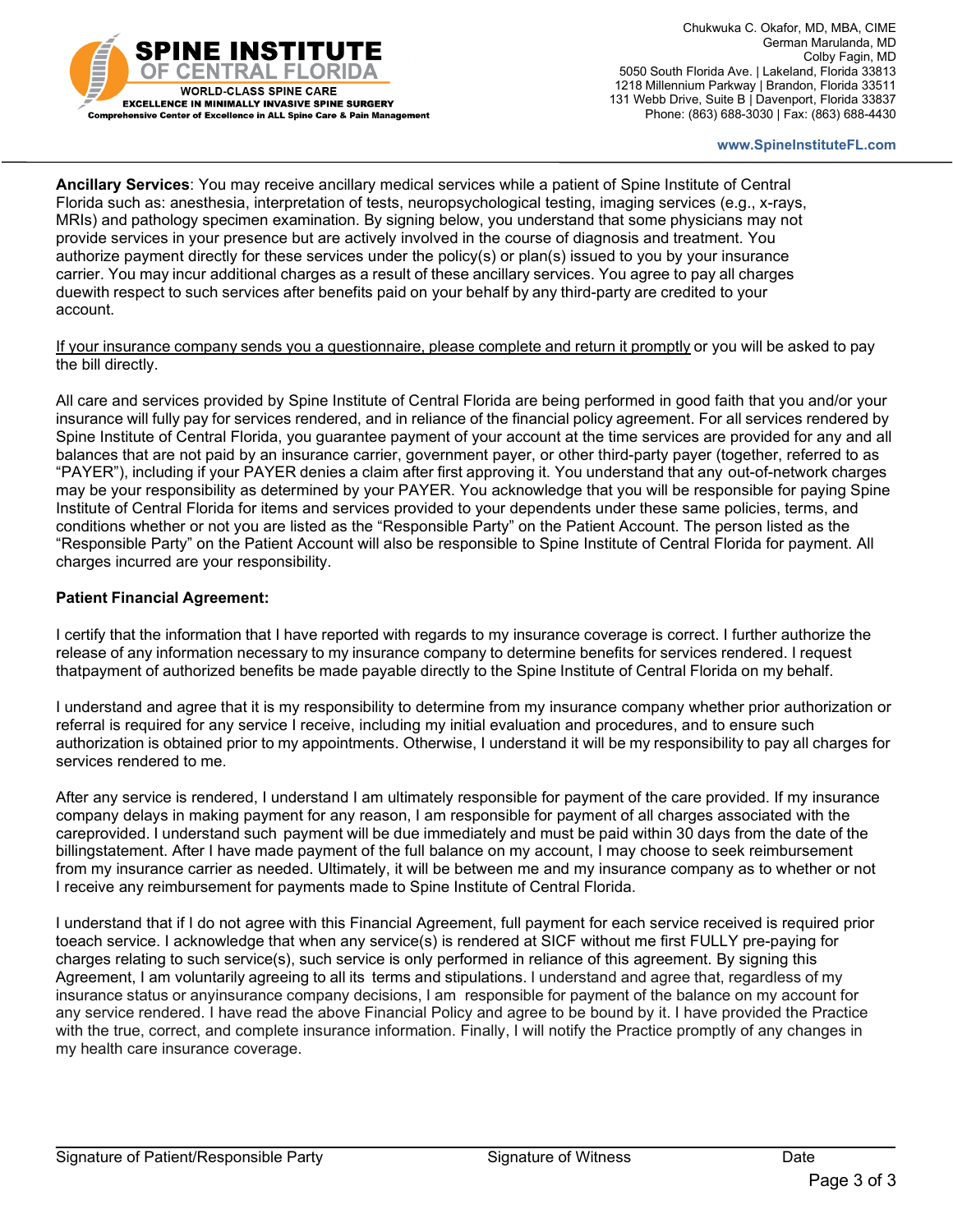**Ancillary Services**: You may receive ancillary medical services while a patient of Spine Institute of Central Florida such as: anesthesia, interpretation of tests, neuropsychological testing, imaging services (e.g., x-rays, MRIs) and pathology specimen examination. By signing below, you understand that some physicians may not provide services in your presence but are actively involved in the course of diagnosis and treatment. You authorize payment directly for these services under the policy(s) or plan(s) issued to you by your insurance carrier. You may incur additional charges as a result of these ancillary services. You agree to pay all charges duewith respect to such services after benefits paid on your behalf by any third-party are credited to your account.

<u>If your insurance company sends you a questionnaire, please complete and return it promptly</u> or you will be asked to pay the bill directly.

All care and services provided by Spine Institute of Central Florida are being performed in good faith that you and/or your insurance will fully pay for services rendered, and in reliance of the financial policy agreement. For all services rendered by Spine Institute of Central Florida, you guarantee payment of your account at the time services are provided for any and all balances that are not paid by an insurance carrier, government payer, or other third-party payer (together, referred to as "PAYER"), including if your PAYER denies a claim after first approving it. You understand that any out-of-network charges may be your responsibility as determined by your PAYER. You acknowledge that you will be responsible for paying Spine Institute of Central Florida for items and services provided to your dependents under these same policies, terms, and conditions whether or not you are listed as the "Responsible Party" on the Patient Account. The person listed as the "Responsible Party" on the Patient Account will also be responsible to Spine Institute of Central Florida for payment. All charges incurred are your responsibility.

**Patient Financial Agreement:**

I certify that the information that I have reported with regards to my insurance coverage is correct. I further authorize the release of any information necessary to my insurance company to determine benefits for services rendered. I request thatpayment of authorized benefits be made payable directly to the Spine Institute of Central Florida on my behalf.

I understand and agree that it is my responsibility to determine from my insurance company whether prior authorization or referral is required for any service I receive, including my initial evaluation and procedures, and to ensure such authorization is obtained prior to my appointments. Otherwise, I understand it will be my responsibility to pay all charges for services rendered to me.

After any service is rendered, I understand I am ultimately responsible for payment of the care provided. If my insurance company delays in making payment for any reason, I am responsible for payment of all charges associated with the careprovided. I understand such payment will be due immediately and must be paid within 30 days from the date of the billingstatement. After I have made payment of the full balance on my account, I may choose to seek reimbursement from my insurance carrier as needed. Ultimately, it will be between me and my insurance company as to whether or not I receive any reimbursement for payments made to Spine Institute of Central Florida.

I understand that if I do not agree with this Financial Agreement, full payment for each service received is required prior toeach service. I acknowledge that when any service(s) is rendered at SICF without me first FULLY pre-paying for charges relating to such service(s), such service is only performed in reliance of this agreement. By signing this Agreement, I am voluntarily agreeing to all its terms and stipulations. I understand and agree that, regardless of my insurance status or anyinsurance company decisions, I am responsible for payment of the balance on my account for any service rendered. I have read the above Financial Policy and agree to be bound by it. I have provided the Practice with the true, correct, and complete insurance information. Finally, I will notify the Practice promptly of any changes in my health care insurance coverage.

Signature of Patient/Responsible Party Signature of Witness Date